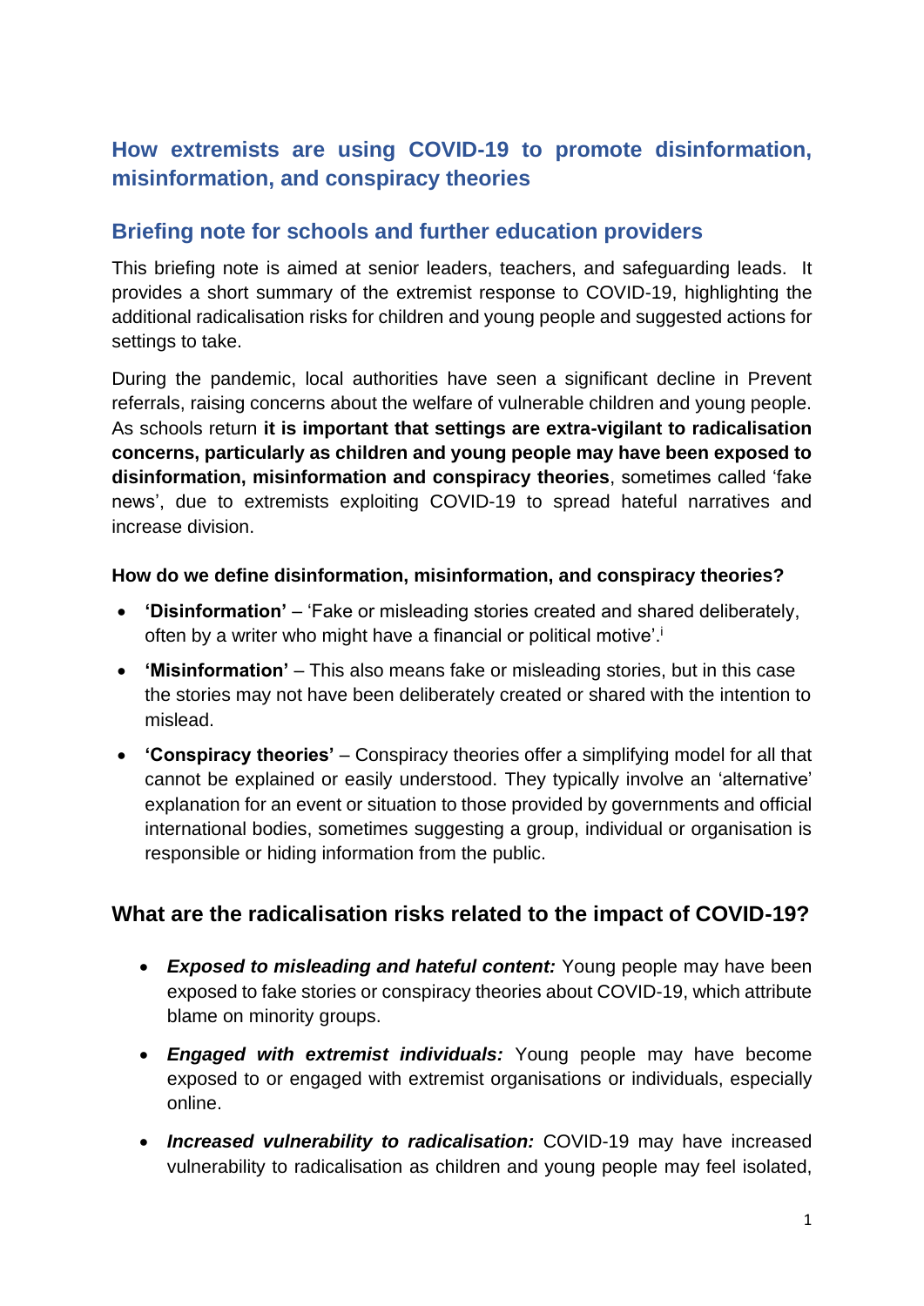## How extremists are using COVID-19 to promote disinformation, misinformation, and conspiracy theories

## Briefing note for schools and further education providers

This briefing note is aimed at senior leaders, teachers, and safeguarding leads. It provides a short summary of the extremist response to COVID-19, highlighting the additional radicalisation risks for children and young people and suggested actions for settings to take.

During the pandemic, local authorities have seen a significant decline in Prevent referrals, raising concerns about the welfare of vulnerable children and young people. As schools return **it is important that settings are extra-vigilant to radicalisation concerns, particularly as children and young people may have been exposed to disinformation, misinformation and conspiracy theories**, sometimes called 'fake news', due to extremists exploiting COVID-19 to spread hateful narratives and increase division.

**How do we define disinformation, misinformation, and conspiracy theories?**

- **'Disinformation'** – 'Fake or misleading stories created and shared deliberately, often by a writer who might have a financial or political motive'.[i]
- **'Misinformation'** – This also means fake or misleading stories, but in this case the stories may not have been deliberately created or shared with the intention to mislead.
- **'Conspiracy theories'** – Conspiracy theories offer a simplifying model for all that cannot be explained or easily understood. They typically involve an 'alternative' explanation for an event or situation to those provided by governments and official international bodies, sometimes suggesting a group, individual or organisation is responsible or hiding information from the public.

### What are the radicalisation risks related to the impact of COVID-19?

- ***Exposed to misleading and hateful content:*** Young people may have been exposed to fake stories or conspiracy theories about COVID-19, which attribute blame on minority groups.
- ***Engaged with extremist individuals:*** Young people may have become exposed to or engaged with extremist organisations or individuals, especially online.
- ***Increased vulnerability to radicalisation:*** COVID-19 may have increased vulnerability to radicalisation as children and young people may feel isolated,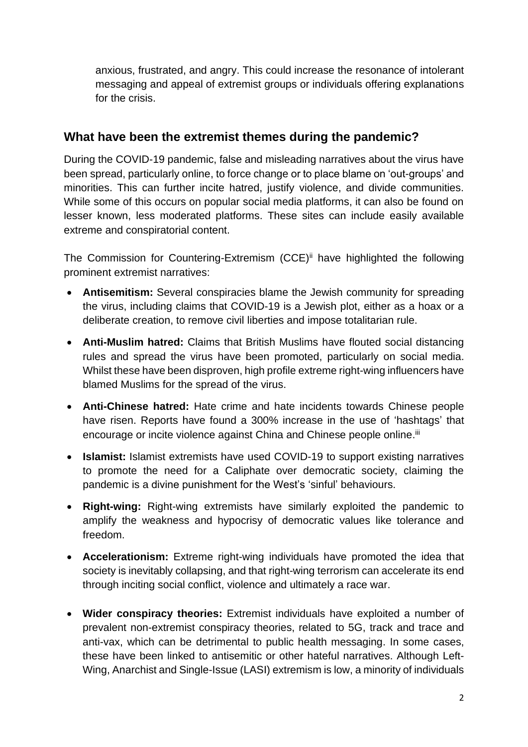anxious, frustrated, and angry. This could increase the resonance of intolerant messaging and appeal of extremist groups or individuals offering explanations for the crisis.

## What have been the extremist themes during the pandemic?

During the COVID-19 pandemic, false and misleading narratives about the virus have been spread, particularly online, to force change or to place blame on 'out-groups' and minorities. This can further incite hatred, justify violence, and divide communities. While some of this occurs on popular social media platforms, it can also be found on lesser known, less moderated platforms. These sites can include easily available extreme and conspiratorial content.

The Commission for Countering-Extremism (CCE)[ii] have highlighted the following prominent extremist narratives:

- **Antisemitism:** Several conspiracies blame the Jewish community for spreading the virus, including claims that COVID-19 is a Jewish plot, either as a hoax or a deliberate creation, to remove civil liberties and impose totalitarian rule.
- **Anti-Muslim hatred:** Claims that British Muslims have flouted social distancing rules and spread the virus have been promoted, particularly on social media. Whilst these have been disproven, high profile extreme right-wing influencers have blamed Muslims for the spread of the virus.
- **Anti-Chinese hatred:** Hate crime and hate incidents towards Chinese people have risen. Reports have found a 300% increase in the use of 'hashtags' that encourage or incite violence against China and Chinese people online.[iii]
- **Islamist:** Islamist extremists have used COVID-19 to support existing narratives to promote the need for a Caliphate over democratic society, claiming the pandemic is a divine punishment for the West's 'sinful' behaviours.
- **Right-wing:** Right-wing extremists have similarly exploited the pandemic to amplify the weakness and hypocrisy of democratic values like tolerance and freedom.
- **Accelerationism:** Extreme right-wing individuals have promoted the idea that society is inevitably collapsing, and that right-wing terrorism can accelerate its end through inciting social conflict, violence and ultimately a race war.
- **Wider conspiracy theories:** Extremist individuals have exploited a number of prevalent non-extremist conspiracy theories, related to 5G, track and trace and anti-vax, which can be detrimental to public health messaging. In some cases, these have been linked to antisemitic or other hateful narratives. Although Left-Wing, Anarchist and Single-Issue (LASI) extremism is low, a minority of individuals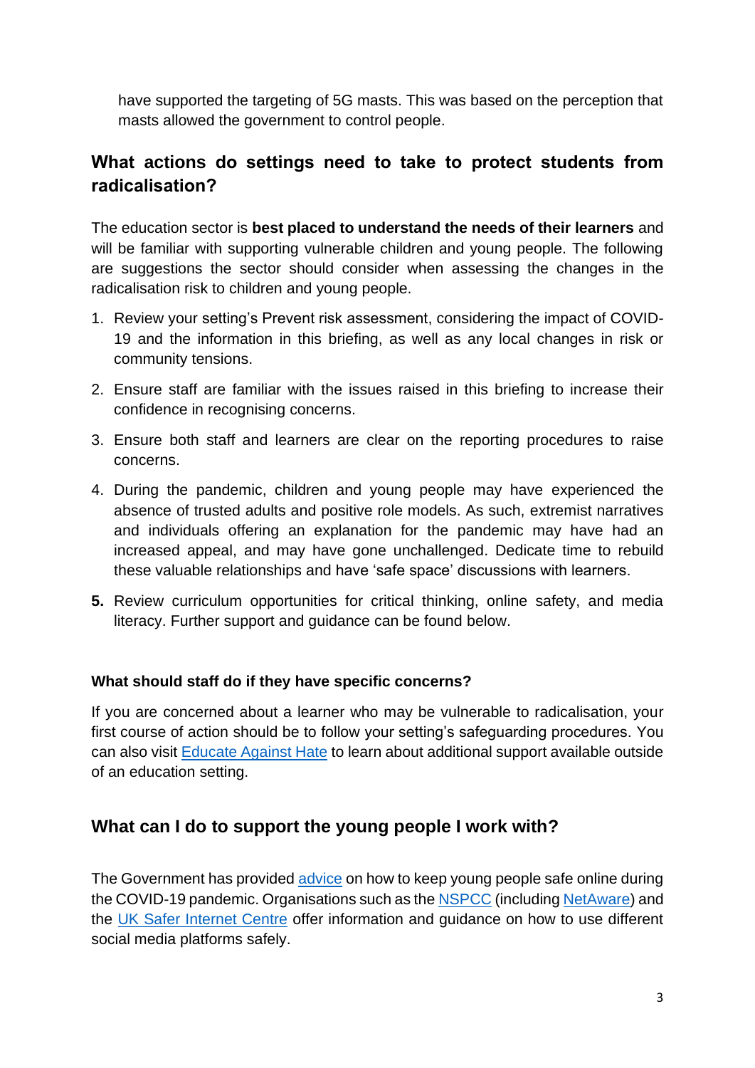have supported the targeting of 5G masts. This was based on the perception that masts allowed the government to control people.

## What actions do settings need to take to protect students from radicalisation?

The education sector is **best placed to understand the needs of their learners** and will be familiar with supporting vulnerable children and young people. The following are suggestions the sector should consider when assessing the changes in the radicalisation risk to children and young people.

1. Review your setting's Prevent risk assessment, considering the impact of COVID-19 and the information in this briefing, as well as any local changes in risk or community tensions.
2. Ensure staff are familiar with the issues raised in this briefing to increase their confidence in recognising concerns.
3. Ensure both staff and learners are clear on the reporting procedures to raise concerns.
4. During the pandemic, children and young people may have experienced the absence of trusted adults and positive role models. As such, extremist narratives and individuals offering an explanation for the pandemic may have had an increased appeal, and may have gone unchallenged. Dedicate time to rebuild these valuable relationships and have 'safe space' discussions with learners.
5. Review curriculum opportunities for critical thinking, online safety, and media literacy. Further support and guidance can be found below.

### What should staff do if they have specific concerns?

If you are concerned about a learner who may be vulnerable to radicalisation, your first course of action should be to follow your setting's safeguarding procedures. You can also visit Educate Against Hate to learn about additional support available outside of an education setting.

## What can I do to support the young people I work with?

The Government has provided advice on how to keep young people safe online during the COVID-19 pandemic. Organisations such as the NSPCC (including NetAware) and the UK Safer Internet Centre offer information and guidance on how to use different social media platforms safely.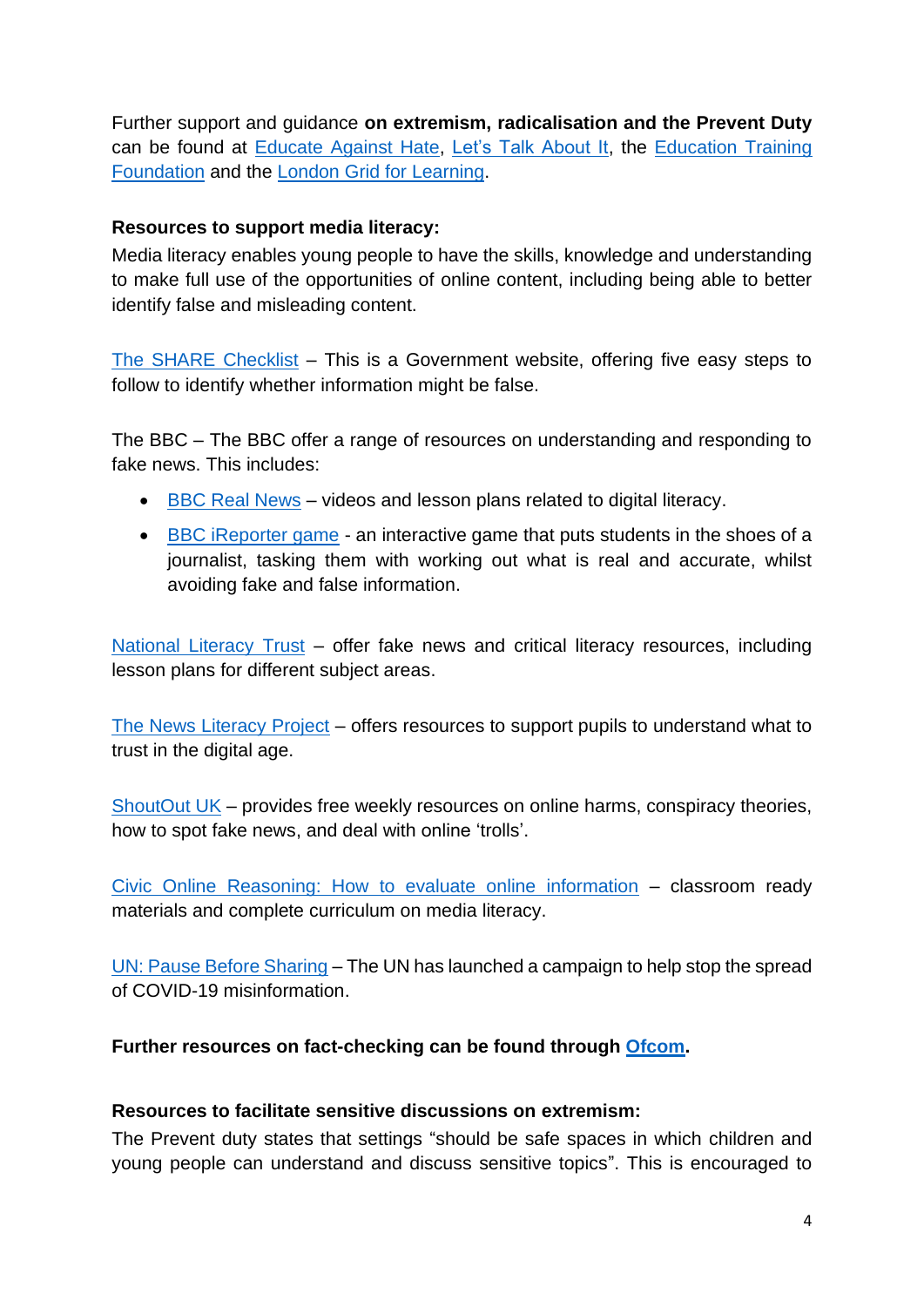Further support and guidance **on extremism, radicalisation and the Prevent Duty** can be found at Educate Against Hate, Let's Talk About It, the Education Training Foundation and the London Grid for Learning.

**Resources to support media literacy:**

Media literacy enables young people to have the skills, knowledge and understanding to make full use of the opportunities of online content, including being able to better identify false and misleading content.

The SHARE Checklist – This is a Government website, offering five easy steps to follow to identify whether information might be false.

The BBC – The BBC offer a range of resources on understanding and responding to fake news. This includes:

- BBC Real News – videos and lesson plans related to digital literacy.
- BBC iReporter game - an interactive game that puts students in the shoes of a journalist, tasking them with working out what is real and accurate, whilst avoiding fake and false information.

National Literacy Trust – offer fake news and critical literacy resources, including lesson plans for different subject areas.

The News Literacy Project – offers resources to support pupils to understand what to trust in the digital age.

ShoutOut UK – provides free weekly resources on online harms, conspiracy theories, how to spot fake news, and deal with online 'trolls'.

Civic Online Reasoning: How to evaluate online information – classroom ready materials and complete curriculum on media literacy.

UN: Pause Before Sharing – The UN has launched a campaign to help stop the spread of COVID-19 misinformation.

**Further resources on fact-checking can be found through Ofcom.**

**Resources to facilitate sensitive discussions on extremism:**

The Prevent duty states that settings "should be safe spaces in which children and young people can understand and discuss sensitive topics". This is encouraged to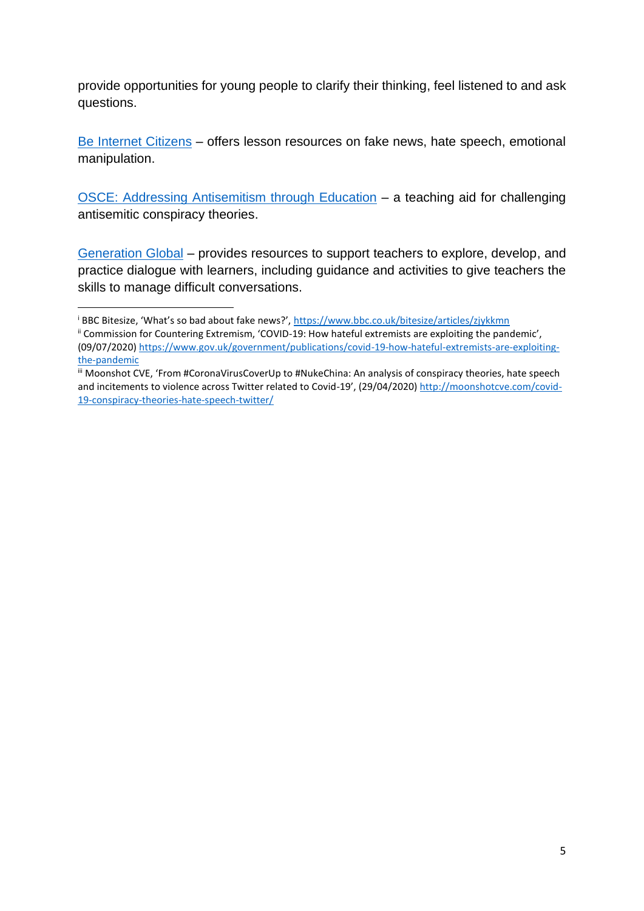provide opportunities for young people to clarify their thinking, feel listened to and ask questions.

Be Internet Citizens – offers lesson resources on fake news, hate speech, emotional manipulation.

OSCE: Addressing Antisemitism through Education – a teaching aid for challenging antisemitic conspiracy theories.

Generation Global – provides resources to support teachers to explore, develop, and practice dialogue with learners, including guidance and activities to give teachers the skills to manage difficult conversations.

---

[i] BBC Bitesize, 'What's so bad about fake news?', https://www.bbc.co.uk/bitesize/articles/zjykkmn

[ii] Commission for Countering Extremism, 'COVID-19: How hateful extremists are exploiting the pandemic', (09/07/2020) https://www.gov.uk/government/publications/covid-19-how-hateful-extremists-are-exploiting-the-pandemic

[iii] Moonshot CVE, 'From #CoronaVirusCoverUp to #NukeChina: An analysis of conspiracy theories, hate speech and incitements to violence across Twitter related to Covid-19', (29/04/2020) http://moonshotcve.com/covid-19-conspiracy-theories-hate-speech-twitter/